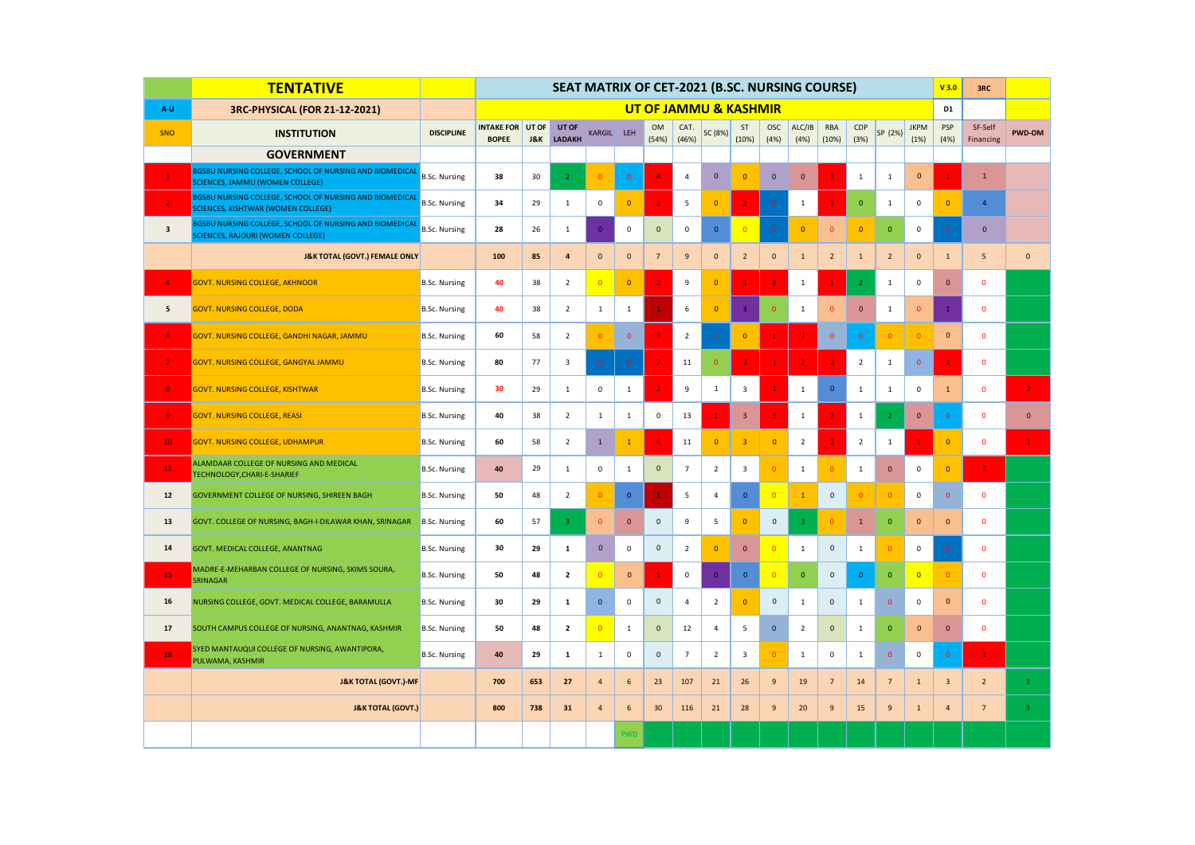| | TENTATIVE | | SEAT MATRIX OF CET-2021 (B.SC. NURSING COURSE) | | | | | | | | | | | | | | | | | V 3.0 | 3RC | |
|---|---|---|---|---|---|---|---|---|---|---|---|---|---|---|---|---|---|---|---|---|---|---|
| A-U | 3RC-PHYSICAL (FOR 21-12-2021) | | UT OF JAMMU & KASHMIR | | | | | | | | | | | | | | | | | D1 | | |
| SNO | INSTITUTION | DISCIPLINE | INTAKE FOR BOPEE | UT OF J&K | UT OF LADAKH | KARGIL | LEH | OM (54%) | CAT. (46%) | SC (8%) | ST (10%) | OSC (4%) | ALC/IB (4%) | RBA (10%) | CDP (3%) | SP (2%) | JKPM (1%) | PSP (4%) | SF-Self Financing | PWD-OM |
| | **GOVERNMENT** | | | | | | | | | | | | | | | | | | | |
| 1 | BGSBU NURSING COLLEGE, SCHOOL OF NURSING AND BIOMEDICAL SCIENCES, JAMMU (WOMEN COLLEGE) | B.Sc. Nursing | 38 | 30 | 2 | 0 | 0 | 4 | 4 | 0 | 0 | 0 | 0 | 1 | 1 | 1 | 0 | 1 | 1 | |
| 2 | BGSBU NURSING COLLEGE, SCHOOL OF NURSING AND BIOMEDICAL SCIENCES, KISHTWAR (WOMEN COLLEGE) | B.Sc. Nursing | 34 | 29 | 1 | 0 | 0 | 3 | 5 | 0 | 2 | 0 | 1 | 1 | 0 | 1 | 0 | 0 | 4 | |
| 3 | BGSBU NURSING COLLEGE, SCHOOL OF NURSING AND BIOMEDICAL SCIENCES, RAJOURI (WOMEN COLLEGE) | B.Sc. Nursing | 28 | 26 | 1 | 0 | 0 | 0 | 0 | 0 | 0 | 0 | 0 | 0 | 0 | 0 | 0 | 0 | 0 | |
| | **J&K TOTAL (GOVT.) FEMALE ONLY** | | 100 | 85 | 4 | 0 | 0 | 7 | 9 | 0 | 2 | 0 | 1 | 2 | 1 | 2 | 0 | 1 | 5 | 0 |
| 4 | GOVT. NURSING COLLEGE, AKHNOOR | B.Sc. Nursing | 40 | 38 | 2 | 0 | 0 | 2 | 9 | 0 | 1 | 3 | 1 | 1 | 2 | 1 | 0 | 0 | 0 | |
| 5 | GOVT. NURSING COLLEGE, DODA | B.Sc. Nursing | 40 | 38 | 2 | 1 | 1 | 1 | 6 | 0 | 3 | 0 | 1 | 0 | 0 | 1 | 0 | 1 | 0 | |
| 6 | GOVT. NURSING COLLEGE, GANDHI NAGAR, JAMMU | B.Sc. Nursing | 60 | 58 | 2 | 0 | 0 | 3 | 2 | 0 | 0 | 1 | 1 | 0 | 0 | 0 | 0 | 0 | 0 | |
| 7 | GOVT. NURSING COLLEGE, GANGYAL JAMMU | B.Sc. Nursing | 80 | 77 | 3 | 0 | 0 | 7 | 11 | 0 | 2 | 1 | 2 | 2 | 2 | 1 | 0 | 1 | 0 | |
| 8 | GOVT. NURSING COLLEGE, KISHTWAR | B.Sc. Nursing | 30 | 29 | 1 | 0 | 1 | 2 | 9 | 1 | 3 | 1 | 1 | 0 | 1 | 1 | 0 | 1 | 0 | 2 |
| 9 | GOVT. NURSING COLLEGE, REASI | B.Sc. Nursing | 40 | 38 | 2 | 1 | 1 | 0 | 13 | 1 | 3 | 3 | 1 | 2 | 1 | 2 | 0 | 0 | 0 | 0 |
| 10 | GOVT. NURSING COLLEGE, UDHAMPUR | B.Sc. Nursing | 60 | 58 | 2 | 1 | 1 | 6 | 11 | 0 | 3 | 0 | 2 | 2 | 2 | 1 | 1 | 0 | 0 | 1 |
| 11 | ALAMDAAR COLLEGE OF NURSING AND MEDICAL TECHNOLOGY,CHARI-E-SHARIEF | B.Sc. Nursing | 40 | 29 | 1 | 0 | 1 | 0 | 7 | 2 | 3 | 0 | 1 | 0 | 1 | 0 | 0 | 0 | 1 | |
| 12 | GOVERNMENT COLLEGE OF NURSING, SHIREEN BAGH | B.Sc. Nursing | 50 | 48 | 2 | 0 | 0 | 1 | 5 | 4 | 0 | 0 | 1 | 0 | 0 | 0 | 0 | 0 | 0 | |
| 13 | GOVT. COLLEGE OF NURSING, BAGH-I-DILAWAR KHAN, SRINAGAR | B.Sc. Nursing | 60 | 57 | 3 | 0 | 0 | 0 | 9 | 5 | 0 | 0 | 3 | 0 | 1 | 0 | 0 | 0 | 0 | |
| 14 | GOVT. MEDICAL COLLEGE, ANANTNAG | B.Sc. Nursing | 30 | 29 | 1 | 0 | 0 | 0 | 2 | 0 | 0 | 0 | 1 | 0 | 1 | 0 | 0 | 0 | 0 | |
| 15 | MADRE-E-MEHARBAN COLLEGE OF NURSING, SKIMS SOURA, SRINAGAR | B.Sc. Nursing | 50 | 48 | 2 | 0 | 0 | 1 | 0 | 0 | 0 | 0 | 0 | 0 | 0 | 0 | 0 | 0 | 0 | |
| 16 | NURSING COLLEGE, GOVT. MEDICAL COLLEGE, BARAMULLA | B.Sc. Nursing | 30 | 29 | 1 | 0 | 0 | 0 | 4 | 2 | 0 | 0 | 1 | 0 | 1 | 0 | 0 | 0 | 0 | |
| 17 | SOUTH CAMPUS COLLEGE OF NURSING, ANANTNAG, KASHMIR | B.Sc. Nursing | 50 | 48 | 2 | 0 | 1 | 0 | 12 | 4 | 5 | 0 | 2 | 0 | 1 | 0 | 0 | 0 | 0 | |
| 18 | SYED MANTAUQUI COLLEGE OF NURSING, AWANTIPORA, PULWAMA, KASHMIR | B.Sc. Nursing | 40 | 29 | 1 | 1 | 0 | 0 | 7 | 2 | 3 | 0 | 1 | 0 | 1 | 0 | 0 | 0 | 1 | |
| | **J&K TOTAL (GOVT.)-MF** | | 700 | 653 | 27 | 4 | 6 | 23 | 107 | 21 | 26 | 9 | 19 | 7 | 14 | 7 | 1 | 3 | 2 | 3 |
| | **J&K TOTAL (GOVT.)** | | 800 | 738 | 31 | 4 | 6 | 30 | 116 | 21 | 28 | 9 | 20 | 9 | 15 | 9 | 1 | 4 | 7 | 3 |
| | | | | | | | PWD | | | | | | | | | | | | | |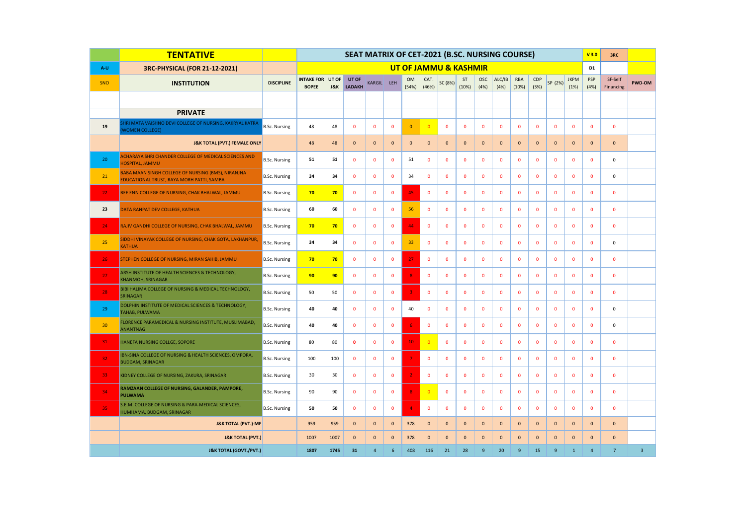| | TENTATIVE | | SEAT MATRIX OF CET-2021 (B.SC. NURSING COURSE) | | | | | | | | | | | | | | | | | V 3.0 | 3RC | |
|---|---|---|---|---|---|---|---|---|---|---|---|---|---|---|---|---|---|---|---|---|---|
| A-U | 3RC-PHYSICAL (FOR 21-12-2021) | | UT OF JAMMU & KASHMIR | | | | | | | | | | | | | | | | | D1 | | |
| SNO | INSTITUTION | DISCIPLINE | INTAKE FOR BOPEE | UT OF J&K | UT OF LADAKH | KARGIL | LEH | OM (54%) | CAT. (46%) | SC (8%) | ST (10%) | OSC (4%) | ALC/IB (4%) | RBA (10%) | CDP (3%) | SP (2%) | JKPM (1%) | PSP (4%) | SF-Self Financing | PWD-OM |
| | **PRIVATE** | | | | | | | | | | | | | | | | | | | |
| 19 | SHRI MATA VAISHNO DEVI COLLEGE OF NURSING, KAKRYAL KATRA (WOMEN COLLEGE) | B.Sc. Nursing | 48 | 48 | 0 | 0 | 0 | 0 | 0 | 0 | 0 | 0 | 0 | 0 | 0 | 0 | 0 | 0 | 0 | |
| | **J&K TOTAL (PVT.) FEMALE ONLY** | | 48 | 48 | 0 | 0 | 0 | 0 | 0 | 0 | 0 | 0 | 0 | 0 | 0 | 0 | 0 | 0 | 0 | |
| 20 | ACHARAYA SHRI CHANDER COLLEGE OF MEDICAL SCIENCES AND HOSPITAL, JAMMU | B.Sc. Nursing | 51 | 51 | 0 | 0 | 0 | 51 | 0 | 0 | 0 | 0 | 0 | 0 | 0 | 0 | 0 | 0 | 0 | |
| 21 | BABA MAAN SINGH COLLEGE OF NURSING (BMS), NIRANJNA EDUCATIONAL TRUST, RAYA MORH PATTI, SAMBA | B.Sc. Nursing | 34 | 34 | 0 | 0 | 0 | 34 | 0 | 0 | 0 | 0 | 0 | 0 | 0 | 0 | 0 | 0 | 0 | |
| 22 | BEE ENN COLLEGE OF NURSING, CHAK BHALWAL, JAMMU | B.Sc. Nursing | 70 | 70 | 0 | 0 | 0 | 45 | 0 | 0 | 0 | 0 | 0 | 0 | 0 | 0 | 0 | 0 | 0 | |
| 23 | DATA RANPAT DEV COLLEGE, KATHUA | B.Sc. Nursing | 60 | 60 | 0 | 0 | 0 | 56 | 0 | 0 | 0 | 0 | 0 | 0 | 0 | 0 | 0 | 0 | 0 | |
| 24 | RAJIV GANDHI COLLEGE OF NURSING, CHAK BHALWAL, JAMMU | B.Sc. Nursing | 70 | 70 | 0 | 0 | 0 | 44 | 0 | 0 | 0 | 0 | 0 | 0 | 0 | 0 | 0 | 0 | 0 | |
| 25 | SIDDHI VINAYAK COLLEGE OF NURSING, CHAK GOTA, LAKHANPUR, KATHUA | B.Sc. Nursing | 34 | 34 | 0 | 0 | 0 | 33 | 0 | 0 | 0 | 0 | 0 | 0 | 0 | 0 | 0 | 0 | 0 | |
| 26 | STEPHEN COLLEGE OF NURSING, MIRAN SAHIB, JAMMU | B.Sc. Nursing | 70 | 70 | 0 | 0 | 0 | 27 | 0 | 0 | 0 | 0 | 0 | 0 | 0 | 0 | 0 | 0 | 0 | |
| 27 | ARSH INSTITUTE OF HEALTH SCIENCES & TECHNOLOGY, KHANMOH, SRINAGAR | B.Sc. Nursing | 90 | 90 | 0 | 0 | 0 | 8 | 0 | 0 | 0 | 0 | 0 | 0 | 0 | 0 | 0 | 0 | 0 | |
| 28 | BIBI HALIMA COLLEGE OF NURSING & MEDICAL TECHNOLOGY, SRINAGAR | B.Sc. Nursing | 50 | 50 | 0 | 0 | 0 | 3 | 0 | 0 | 0 | 0 | 0 | 0 | 0 | 0 | 0 | 0 | 0 | |
| 29 | DOLPHIN INSTITUTE OF MEDICAL SCIENCES & TECHNOLOGY, TAHAB, PULWAMA | B.Sc. Nursing | 40 | 40 | 0 | 0 | 0 | 40 | 0 | 0 | 0 | 0 | 0 | 0 | 0 | 0 | 0 | 0 | 0 | |
| 30 | FLORENCE PARAMEDICAL & NURSING INSTITUTE, MUSLIMABAD, ANANTNAG | B.Sc. Nursing | 40 | 40 | 0 | 0 | 0 | 6 | 0 | 0 | 0 | 0 | 0 | 0 | 0 | 0 | 0 | 0 | 0 | |
| 31 | HANEFA NURSING COLLGE, SOPORE | B.Sc. Nursing | 80 | 80 | 0 | 0 | 0 | 10 | 0 | 0 | 0 | 0 | 0 | 0 | 0 | 0 | 0 | 0 | 0 | |
| 32 | IBN-SINA COLLEGE OF NURSING & HEALTH SCIENCES, OMPORA, BUDGAM, SRINAGAR | B.Sc. Nursing | 100 | 100 | 0 | 0 | 0 | 7 | 0 | 0 | 0 | 0 | 0 | 0 | 0 | 0 | 0 | 0 | 0 | |
| 33 | KIDNEY COLLEGE OF NURSING, ZAKURA, SRINAGAR | B.Sc. Nursing | 30 | 30 | 0 | 0 | 0 | 2 | 0 | 0 | 0 | 0 | 0 | 0 | 0 | 0 | 0 | 0 | 0 | |
| 34 | RAMZAAN COLLEGE OF NURSING, GALANDER, PAMPORE, PULWAMA | B.Sc. Nursing | 90 | 90 | 0 | 0 | 0 | 8 | 0 | 0 | 0 | 0 | 0 | 0 | 0 | 0 | 0 | 0 | 0 | |
| 35 | S.E.M. COLLEGE OF NURSING & PARA-MEDICAL SCIENCES, HUMHAMA, BUDGAM, SRINAGAR | B.Sc. Nursing | 50 | 50 | 0 | 0 | 0 | 4 | 0 | 0 | 0 | 0 | 0 | 0 | 0 | 0 | 0 | 0 | 0 | |
| | **J&K TOTAL (PVT.)-MF** | | 959 | 959 | 0 | 0 | 0 | 378 | 0 | 0 | 0 | 0 | 0 | 0 | 0 | 0 | 0 | 0 | 0 | |
| | **J&K TOTAL (PVT.)** | | 1007 | 1007 | 0 | 0 | 0 | 378 | 0 | 0 | 0 | 0 | 0 | 0 | 0 | 0 | 0 | 0 | 0 | |
| | **J&K TOTAL (GOVT./PVT.)** | | 1807 | 1745 | 31 | 4 | 6 | 408 | 116 | 21 | 28 | 9 | 20 | 9 | 15 | 9 | 1 | 4 | 7 | 3 |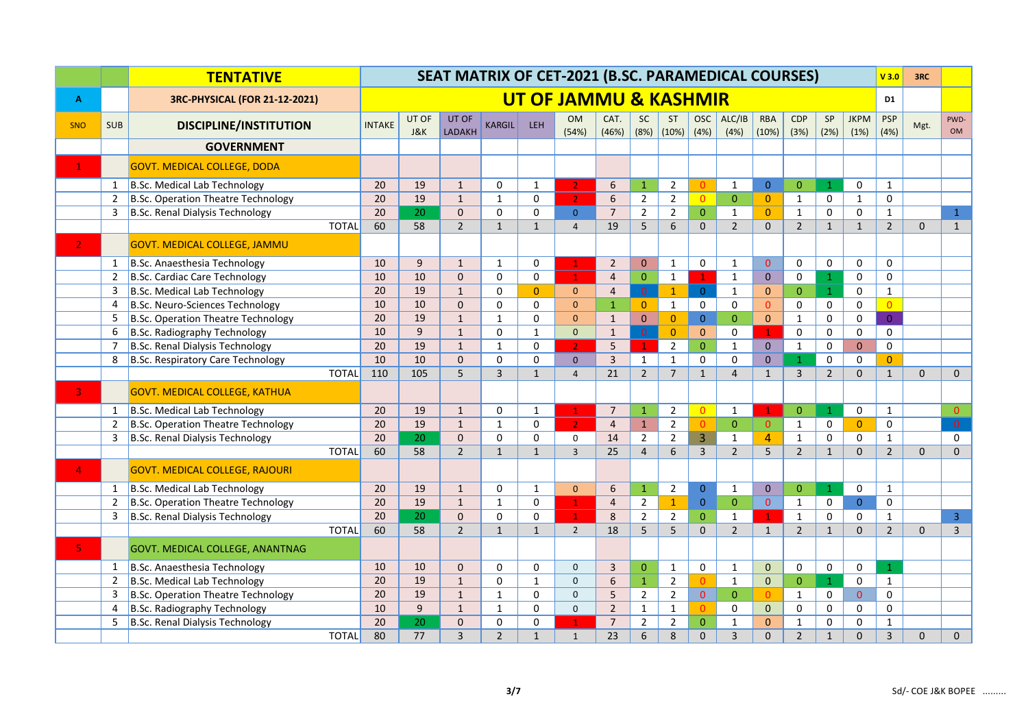| | | **TENTATIVE** | **SEAT MATRIX OF CET-2021 (B.SC. PARAMEDICAL COURSES)** | | | | | | | | | | | | | | | | V 3.0 | 3RC | |
|---|---|---|---|---|---|---|---|---|---|---|---|---|---|---|---|---|---|---|---|---|---|
| A | | 3RC-PHYSICAL (FOR 21-12-2021) | **UT OF JAMMU & KASHMIR** | | | | | | | | | | | | | | | | D1 | | |
| SNO | SUB | DISCIPLINE/INSTITUTION | INTAKE | UT OF J&K | UT OF LADAKH | KARGIL | LEH | OM (54%) | CAT. (46%) | SC (8%) | ST (10%) | OSC (4%) | ALC/IB (4%) | RBA (10%) | CDP (3%) | SP (2%) | JKPM (1%) | PSP (4%) | Mgt. | PWD-OM | |
| | | **GOVERNMENT** | | | | | | | | | | | | | | | | | | | |
| 1 | | GOVT. MEDICAL COLLEGE, DODA | | | | | | | | | | | | | | | | | | | |
| | 1 | B.Sc. Medical Lab Technology | 20 | 19 | 1 | 0 | 1 | 2 | 6 | 1 | 2 | 0 | 1 | 0 | 0 | 1 | 0 | 1 | | | |
| | 2 | B.Sc. Operation Theatre Technology | 20 | 19 | 1 | 1 | 0 | 2 | 6 | 2 | 2 | 0 | 0 | 0 | 1 | 0 | 1 | 0 | | | |
| | 3 | B.Sc. Renal Dialysis Technology | 20 | 20 | 0 | 0 | 0 | 0 | 7 | 2 | 2 | 0 | 1 | 0 | 1 | 0 | 0 | 1 | | 1 | |
| | | TOTAL | 60 | 58 | 2 | 1 | 1 | 4 | 19 | 5 | 6 | 0 | 2 | 0 | 2 | 1 | 1 | 2 | 0 | 1 | |
| 2 | | GOVT. MEDICAL COLLEGE, JAMMU | | | | | | | | | | | | | | | | | | | |
| | 1 | B.Sc. Anaesthesia Technology | 10 | 9 | 1 | 1 | 0 | 1 | 2 | 0 | 1 | 0 | 1 | 0 | 0 | 0 | 0 | 0 | | | |
| | 2 | B.Sc. Cardiac Care Technology | 10 | 10 | 0 | 0 | 0 | 1 | 4 | 0 | 1 | 1 | 1 | 0 | 0 | 1 | 0 | 0 | | | |
| | 3 | B.Sc. Medical Lab Technology | 20 | 19 | 1 | 0 | 0 | 0 | 4 | 0 | 1 | 0 | 1 | 0 | 0 | 1 | 0 | 1 | | | |
| | 4 | B.Sc. Neuro-Sciences Technology | 10 | 10 | 0 | 0 | 0 | 0 | 1 | 0 | 1 | 0 | 0 | 0 | 0 | 0 | 0 | 0 | | | |
| | 5 | B.Sc. Operation Theatre Technology | 20 | 19 | 1 | 1 | 0 | 0 | 1 | 0 | 0 | 0 | 0 | 0 | 1 | 0 | 0 | 0 | | | |
| | 6 | B.Sc. Radiography Technology | 10 | 9 | 1 | 0 | 1 | 0 | 1 | 0 | 0 | 0 | 0 | 1 | 0 | 0 | 0 | 0 | | | |
| | 7 | B.Sc. Renal Dialysis Technology | 20 | 19 | 1 | 1 | 0 | 2 | 5 | 1 | 2 | 0 | 1 | 0 | 1 | 0 | 0 | 0 | | | |
| | 8 | B.Sc. Respiratory Care Technology | 10 | 10 | 0 | 0 | 0 | 0 | 3 | 1 | 1 | 0 | 0 | 0 | 1 | 0 | 0 | 0 | | | |
| | | TOTAL | 110 | 105 | 5 | 3 | 1 | 4 | 21 | 2 | 7 | 1 | 4 | 1 | 3 | 2 | 0 | 1 | 0 | 0 | |
| 3 | | GOVT. MEDICAL COLLEGE, KATHUA | | | | | | | | | | | | | | | | | | | |
| | 1 | B.Sc. Medical Lab Technology | 20 | 19 | 1 | 0 | 1 | 1 | 7 | 1 | 2 | 0 | 1 | 1 | 0 | 1 | 0 | 1 | | 0 | |
| | 2 | B.Sc. Operation Theatre Technology | 20 | 19 | 1 | 1 | 0 | 2 | 4 | 1 | 2 | 0 | 0 | 0 | 1 | 0 | 0 | 0 | | 0 | |
| | 3 | B.Sc. Renal Dialysis Technology | 20 | 20 | 0 | 0 | 0 | 0 | 14 | 2 | 2 | 3 | 1 | 4 | 1 | 0 | 0 | 1 | | 0 | |
| | | TOTAL | 60 | 58 | 2 | 1 | 1 | 3 | 25 | 4 | 6 | 3 | 2 | 5 | 2 | 1 | 0 | 2 | 0 | 0 | |
| 4 | | GOVT. MEDICAL COLLEGE, RAJOURI | | | | | | | | | | | | | | | | | | | |
| | 1 | B.Sc. Medical Lab Technology | 20 | 19 | 1 | 0 | 1 | 0 | 6 | 1 | 2 | 0 | 1 | 0 | 0 | 1 | 0 | 1 | | | |
| | 2 | B.Sc. Operation Theatre Technology | 20 | 19 | 1 | 1 | 0 | 1 | 4 | 2 | 1 | 0 | 0 | 0 | 1 | 0 | 0 | 0 | | | |
| | 3 | B.Sc. Renal Dialysis Technology | 20 | 20 | 0 | 0 | 0 | 1 | 8 | 2 | 2 | 0 | 1 | 1 | 1 | 0 | 0 | 1 | | 3 | |
| | | TOTAL | 60 | 58 | 2 | 1 | 1 | 2 | 18 | 5 | 5 | 0 | 2 | 1 | 2 | 1 | 0 | 2 | 0 | 3 | |
| 5 | | GOVT. MEDICAL COLLEGE, ANANTNAG | | | | | | | | | | | | | | | | | | | |
| | 1 | B.Sc. Anaesthesia Technology | 10 | 10 | 0 | 0 | 0 | 0 | 3 | 0 | 1 | 0 | 1 | 0 | 0 | 0 | 0 | 1 | | | |
| | 2 | B.Sc. Medical Lab Technology | 20 | 19 | 1 | 0 | 1 | 0 | 6 | 1 | 2 | 0 | 1 | 0 | 0 | 1 | 0 | 1 | | | |
| | 3 | B.Sc. Operation Theatre Technology | 20 | 19 | 1 | 1 | 0 | 0 | 5 | 2 | 2 | 0 | 0 | 0 | 1 | 0 | 0 | 0 | | | |
| | 4 | B.Sc. Radiography Technology | 10 | 9 | 1 | 1 | 0 | 0 | 2 | 1 | 1 | 0 | 0 | 0 | 0 | 0 | 0 | 0 | | | |
| | 5 | B.Sc. Renal Dialysis Technology | 20 | 20 | 0 | 0 | 0 | 1 | 7 | 2 | 2 | 0 | 1 | 0 | 1 | 0 | 0 | 1 | | | |
| | | TOTAL | 80 | 77 | 3 | 2 | 1 | 1 | 23 | 6 | 8 | 0 | 3 | 0 | 2 | 1 | 0 | 3 | 0 | 0 | |

Sd/- COE J&K BOPEE .........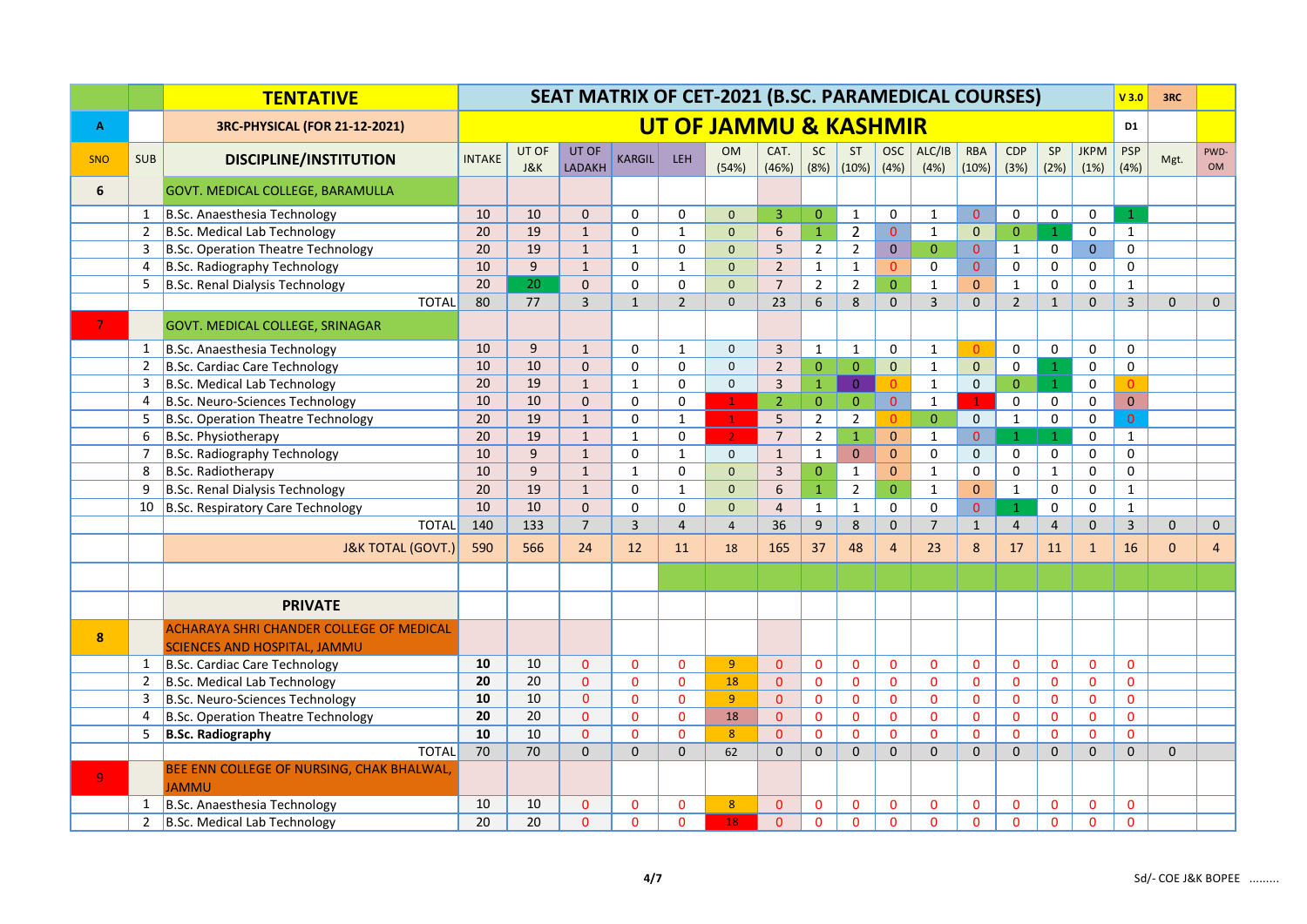| | | TENTATIVE | SEAT MATRIX OF CET-2021 (B.SC. PARAMEDICAL COURSES) | | | | | | | | | | | | | | | | | V 3.0 | 3RC | |
|---|---|---|---|---|---|---|---|---|---|---|---|---|---|---|---|---|---|---|---|---|---|---|
| A | | 3RC-PHYSICAL (FOR 21-12-2021) | UT OF JAMMU & KASHMIR | | | | | | | | | | | | | | | | | D1 | | |
| SNO | SUB | DISCIPLINE/INSTITUTION | INTAKE | UT OF J&K | UT OF LADAKH | KARGIL | LEH | OM (54%) | CAT. (46%) | SC (8%) | ST (10%) | OSC (4%) | ALC/IB (4%) | RBA (10%) | CDP (3%) | SP (2%) | JKPM (1%) | PSP (4%) | Mgt. | PWD-OM |
| 6 | | GOVT. MEDICAL COLLEGE, BARAMULLA | | | | | | | | | | | | | | | | | | |
| | 1 | B.Sc. Anaesthesia Technology | 10 | 10 | 0 | 0 | 0 | 0 | 3 | 0 | 1 | 0 | 1 | 0 | 0 | 0 | 0 | 1 | | |
| | 2 | B.Sc. Medical Lab Technology | 20 | 19 | 1 | 0 | 1 | 0 | 6 | 1 | 2 | 0 | 1 | 0 | 0 | 1 | 0 | 1 | | |
| | 3 | B.Sc. Operation Theatre Technology | 20 | 19 | 1 | 1 | 0 | 0 | 5 | 2 | 2 | 0 | 0 | 0 | 1 | 0 | 0 | 0 | | |
| | 4 | B.Sc. Radiography Technology | 10 | 9 | 1 | 0 | 1 | 0 | 2 | 1 | 1 | 0 | 0 | 0 | 0 | 0 | 0 | 0 | | |
| | 5 | B.Sc. Renal Dialysis Technology | 20 | 20 | 0 | 0 | 0 | 0 | 7 | 2 | 2 | 0 | 1 | 0 | 1 | 0 | 0 | 1 | | |
| | | TOTAL | 80 | 77 | 3 | 1 | 2 | 0 | 23 | 6 | 8 | 0 | 3 | 0 | 2 | 1 | 0 | 3 | 0 | 0 |
| 7 | | GOVT. MEDICAL COLLEGE, SRINAGAR | | | | | | | | | | | | | | | | | | |
| | 1 | B.Sc. Anaesthesia Technology | 10 | 9 | 1 | 0 | 1 | 0 | 3 | 1 | 1 | 0 | 1 | 0 | 0 | 0 | 0 | 0 | | |
| | 2 | B.Sc. Cardiac Care Technology | 10 | 10 | 0 | 0 | 0 | 0 | 2 | 0 | 0 | 0 | 1 | 0 | 0 | 1 | 0 | 0 | | |
| | 3 | B.Sc. Medical Lab Technology | 20 | 19 | 1 | 1 | 0 | 0 | 3 | 1 | 0 | 0 | 1 | 0 | 0 | 1 | 0 | 0 | | |
| | 4 | B.Sc. Neuro-Sciences Technology | 10 | 10 | 0 | 0 | 0 | 1 | 2 | 0 | 0 | 0 | 1 | 1 | 0 | 0 | 0 | 0 | | |
| | 5 | B.Sc. Operation Theatre Technology | 20 | 19 | 1 | 0 | 1 | 1 | 5 | 2 | 2 | 0 | 0 | 0 | 1 | 0 | 0 | 0 | | |
| | 6 | B.Sc. Physiotherapy | 20 | 19 | 1 | 1 | 0 | 2 | 7 | 2 | 1 | 0 | 1 | 0 | 1 | 1 | 0 | 1 | | |
| | 7 | B.Sc. Radiography Technology | 10 | 9 | 1 | 0 | 1 | 0 | 1 | 1 | 0 | 0 | 0 | 0 | 0 | 0 | 0 | 0 | | |
| | 8 | B.Sc. Radiotherapy | 10 | 9 | 1 | 1 | 0 | 0 | 3 | 0 | 1 | 0 | 1 | 0 | 0 | 1 | 0 | 0 | | |
| | 9 | B.Sc. Renal Dialysis Technology | 20 | 19 | 1 | 0 | 1 | 0 | 6 | 1 | 2 | 0 | 1 | 0 | 1 | 0 | 0 | 1 | | |
| | 10 | B.Sc. Respiratory Care Technology | 10 | 10 | 0 | 0 | 0 | 0 | 4 | 1 | 1 | 0 | 0 | 0 | 1 | 0 | 0 | 1 | | |
| | | TOTAL | 140 | 133 | 7 | 3 | 4 | 4 | 36 | 9 | 8 | 0 | 7 | 1 | 4 | 4 | 0 | 3 | 0 | 0 |
| | | J&K TOTAL (GOVT.) | 590 | 566 | 24 | 12 | 11 | 18 | 165 | 37 | 48 | 4 | 23 | 8 | 17 | 11 | 1 | 16 | 0 | 4 |
| | | | | | | | | | | | | | | | | | | | | |
| | | PRIVATE | | | | | | | | | | | | | | | | | | |
| 8 | | ACHARAYA SHRI CHANDER COLLEGE OF MEDICAL SCIENCES AND HOSPITAL, JAMMU | | | | | | | | | | | | | | | | | | |
| | 1 | B.Sc. Cardiac Care Technology | **10** | 10 | 0 | 0 | 0 | 9 | 0 | 0 | 0 | 0 | 0 | 0 | 0 | 0 | 0 | 0 | | |
| | 2 | B.Sc. Medical Lab Technology | **20** | 20 | 0 | 0 | 0 | 18 | 0 | 0 | 0 | 0 | 0 | 0 | 0 | 0 | 0 | 0 | | |
| | 3 | B.Sc. Neuro-Sciences Technology | **10** | 10 | 0 | 0 | 0 | 9 | 0 | 0 | 0 | 0 | 0 | 0 | 0 | 0 | 0 | 0 | | |
| | 4 | B.Sc. Operation Theatre Technology | **20** | 20 | 0 | 0 | 0 | 18 | 0 | 0 | 0 | 0 | 0 | 0 | 0 | 0 | 0 | 0 | | |
| | 5 | **B.Sc. Radiography** | **10** | 10 | 0 | 0 | 0 | 8 | 0 | 0 | 0 | 0 | 0 | 0 | 0 | 0 | 0 | 0 | | |
| | | TOTAL | 70 | 70 | 0 | 0 | 0 | 62 | 0 | 0 | 0 | 0 | 0 | 0 | 0 | 0 | 0 | 0 | 0 | |
| 9 | | BEE ENN COLLEGE OF NURSING, CHAK BHALWAL, JAMMU | | | | | | | | | | | | | | | | | | |
| | 1 | B.Sc. Anaesthesia Technology | 10 | 10 | 0 | 0 | 0 | 8 | 0 | 0 | 0 | 0 | 0 | 0 | 0 | 0 | 0 | 0 | | |
| | 2 | B.Sc. Medical Lab Technology | 20 | 20 | 0 | 0 | 0 | 18 | 0 | 0 | 0 | 0 | 0 | 0 | 0 | 0 | 0 | 0 | | |

Sd/- COE J&K BOPEE .........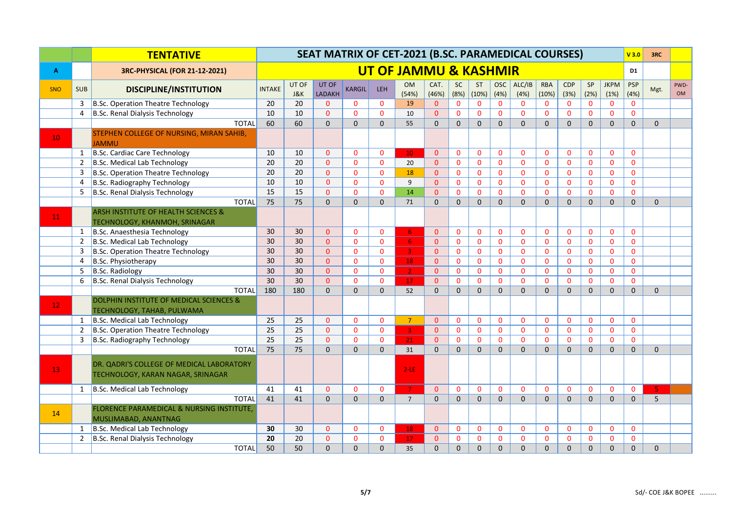| | | TENTATIVE | SEAT MATRIX OF CET-2021 (B.SC. PARAMEDICAL COURSES) | | | | | | | | | | | | | | | | | V 3.0 | 3RC | |
|---|---|---|---|---|---|---|---|---|---|---|---|---|---|---|---|---|---|---|---|---|---|---|
| A | | 3RC-PHYSICAL (FOR 21-12-2021) | UT OF JAMMU & KASHMIR | | | | | | | | | | | | | | | | | D1 | | |
| SNO | SUB | DISCIPLINE/INSTITUTION | INTAKE | UT OF J&K | UT OF LADAKH | KARGIL | LEH | OM (54%) | CAT. (46%) | SC (8%) | ST (10%) | OSC (4%) | ALC/IB (4%) | RBA (10%) | CDP (3%) | SP (2%) | JKPM (1%) | PSP (4%) | Mgt. | PWD-OM |
| | 3 | B.Sc. Operation Theatre Technology | 20 | 20 | 0 | 0 | 0 | 19 | 0 | 0 | 0 | 0 | 0 | 0 | 0 | 0 | 0 | 0 | | |
| | 4 | B.Sc. Renal Dialysis Technology | 10 | 10 | 0 | 0 | 0 | 10 | 0 | 0 | 0 | 0 | 0 | 0 | 0 | 0 | 0 | 0 | | |
| | | TOTAL | 60 | 60 | 0 | 0 | 0 | 55 | 0 | 0 | 0 | 0 | 0 | 0 | 0 | 0 | 0 | 0 | 0 | |
| 10 | | STEPHEN COLLEGE OF NURSING, MIRAN SAHIB, JAMMU | | | | | | | | | | | | | | | | | | |
| | 1 | B.Sc. Cardiac Care Technology | 10 | 10 | 0 | 0 | 0 | 10 | 0 | 0 | 0 | 0 | 0 | 0 | 0 | 0 | 0 | 0 | | |
| | 2 | B.Sc. Medical Lab Technology | 20 | 20 | 0 | 0 | 0 | 20 | 0 | 0 | 0 | 0 | 0 | 0 | 0 | 0 | 0 | 0 | | |
| | 3 | B.Sc. Operation Theatre Technology | 20 | 20 | 0 | 0 | 0 | 18 | 0 | 0 | 0 | 0 | 0 | 0 | 0 | 0 | 0 | 0 | | |
| | 4 | B.Sc. Radiography Technology | 10 | 10 | 0 | 0 | 0 | 9 | 0 | 0 | 0 | 0 | 0 | 0 | 0 | 0 | 0 | 0 | | |
| | 5 | B.Sc. Renal Dialysis Technology | 15 | 15 | 0 | 0 | 0 | 14 | 0 | 0 | 0 | 0 | 0 | 0 | 0 | 0 | 0 | 0 | | |
| | | TOTAL | 75 | 75 | 0 | 0 | 0 | 71 | 0 | 0 | 0 | 0 | 0 | 0 | 0 | 0 | 0 | 0 | 0 | |
| 11 | | ARSH INSTITUTE OF HEALTH SCIENCES & TECHNOLOGY, KHANMOH, SRINAGAR | | | | | | | | | | | | | | | | | | |
| | 1 | B.Sc. Anaesthesia Technology | 30 | 30 | 0 | 0 | 0 | 6 | 0 | 0 | 0 | 0 | 0 | 0 | 0 | 0 | 0 | 0 | | |
| | 2 | B.Sc. Medical Lab Technology | 30 | 30 | 0 | 0 | 0 | 6 | 0 | 0 | 0 | 0 | 0 | 0 | 0 | 0 | 0 | 0 | | |
| | 3 | B.Sc. Operation Theatre Technology | 30 | 30 | 0 | 0 | 0 | 3 | 0 | 0 | 0 | 0 | 0 | 0 | 0 | 0 | 0 | 0 | | |
| | 4 | B.Sc. Physiotherapy | 30 | 30 | 0 | 0 | 0 | 18 | 0 | 0 | 0 | 0 | 0 | 0 | 0 | 0 | 0 | 0 | | |
| | 5 | B.Sc. Radiology | 30 | 30 | 0 | 0 | 0 | 2 | 0 | 0 | 0 | 0 | 0 | 0 | 0 | 0 | 0 | 0 | | |
| | 6 | B.Sc. Renal Dialysis Technology | 30 | 30 | 0 | 0 | 0 | 17 | 0 | 0 | 0 | 0 | 0 | 0 | 0 | 0 | 0 | 0 | | |
| | | TOTAL | 180 | 180 | 0 | 0 | 0 | 52 | 0 | 0 | 0 | 0 | 0 | 0 | 0 | 0 | 0 | 0 | 0 | |
| 12 | | DOLPHIN INSTITUTE OF MEDICAL SCIENCES & TECHNOLOGY, TAHAB, PULWAMA | | | | | | | | | | | | | | | | | | |
| | 1 | B.Sc. Medical Lab Technology | 25 | 25 | 0 | 0 | 0 | 7 | 0 | 0 | 0 | 0 | 0 | 0 | 0 | 0 | 0 | 0 | | |
| | 2 | B.Sc. Operation Theatre Technology | 25 | 25 | 0 | 0 | 0 | 3 | 0 | 0 | 0 | 0 | 0 | 0 | 0 | 0 | 0 | 0 | | |
| | 3 | B.Sc. Radiography Technology | 25 | 25 | 0 | 0 | 0 | 21 | 0 | 0 | 0 | 0 | 0 | 0 | 0 | 0 | 0 | 0 | | |
| | | TOTAL | 75 | 75 | 0 | 0 | 0 | 31 | 0 | 0 | 0 | 0 | 0 | 0 | 0 | 0 | 0 | 0 | 0 | |
| 13 | | DR. QADRI'S COLLEGE OF MEDICAL LABORATORY TECHNOLOGY, KARAN NAGAR, SRINAGAR | | | | | | 2-LE | | | | | | | | | | | | |
| | 1 | B.Sc. Medical Lab Technology | 41 | 41 | 0 | 0 | 0 | 7 | 0 | 0 | 0 | 0 | 0 | 0 | 0 | 0 | 0 | 0 | 5 | |
| | | TOTAL | 41 | 41 | 0 | 0 | 0 | 7 | 0 | 0 | 0 | 0 | 0 | 0 | 0 | 0 | 0 | 0 | 5 | |
| 14 | | FLORENCE PARAMEDICAL & NURSING INSTITUTE, MUSLIMABAD, ANANTNAG | | | | | | | | | | | | | | | | | | |
| | 1 | B.Sc. Medical Lab Technology | **30** | 30 | 0 | 0 | 0 | 18 | 0 | 0 | 0 | 0 | 0 | 0 | 0 | 0 | 0 | 0 | | |
| | 2 | B.Sc. Renal Dialysis Technology | **20** | 20 | 0 | 0 | 0 | 17 | 0 | 0 | 0 | 0 | 0 | 0 | 0 | 0 | 0 | 0 | | |
| | | TOTAL | 50 | 50 | 0 | 0 | 0 | 35 | 0 | 0 | 0 | 0 | 0 | 0 | 0 | 0 | 0 | 0 | 0 | |

Sd/- COE J&K BOPEE .........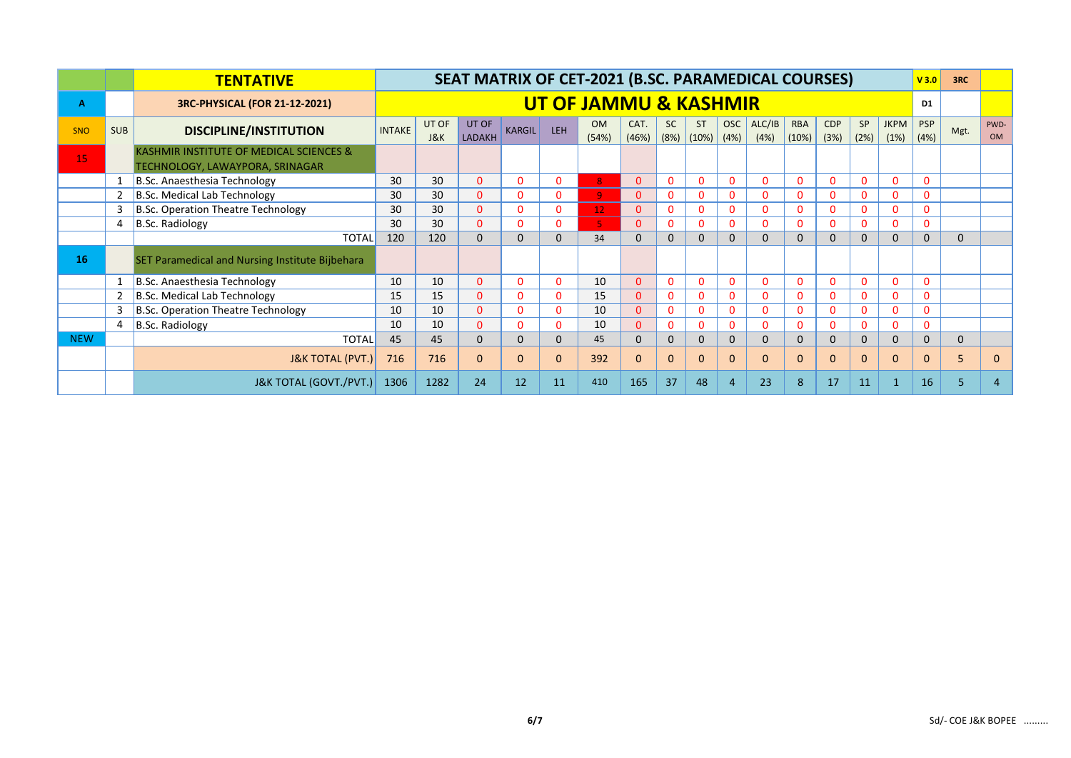| TENTATIVE | | | SEAT MATRIX OF CET-2021 (B.SC. PARAMEDICAL COURSES) | | | | | | | | | | | | | | | | V 3.0 | 3RC | |
|---|---|---|---|---|---|---|---|---|---|---|---|---|---|---|---|---|---|---|---|---|---|
| A | | 3RC-PHYSICAL (FOR 21-12-2021) | UT OF JAMMU & KASHMIR | | | | | | | | | | | | | | | | D1 | | |
| SNO | SUB | DISCIPLINE/INSTITUTION | INTAKE | UT OF J&K | UT OF LADAKH | KARGIL | LEH | OM (54%) | CAT. (46%) | SC (8%) | ST (10%) | OSC (4%) | ALC/IB (4%) | RBA (10%) | CDP (3%) | SP (2%) | JKPM (1%) | PSP (4%) | Mgt. | PWD-OM | |
| 15 | | KASHMIR INSTITUTE OF MEDICAL SCIENCES & TECHNOLOGY, LAWAYPORA, SRINAGAR | | | | | | | | | | | | | | | | | | | |
| | 1 | B.Sc. Anaesthesia Technology | 30 | 30 | 0 | 0 | 0 | 8 | 0 | 0 | 0 | 0 | 0 | 0 | 0 | 0 | 0 | 0 | | | |
| | 2 | B.Sc. Medical Lab Technology | 30 | 30 | 0 | 0 | 0 | 9 | 0 | 0 | 0 | 0 | 0 | 0 | 0 | 0 | 0 | 0 | | | |
| | 3 | B.Sc. Operation Theatre Technology | 30 | 30 | 0 | 0 | 0 | 12 | 0 | 0 | 0 | 0 | 0 | 0 | 0 | 0 | 0 | 0 | | | |
| | 4 | B.Sc. Radiology | 30 | 30 | 0 | 0 | 0 | 5 | 0 | 0 | 0 | 0 | 0 | 0 | 0 | 0 | 0 | 0 | | | |
| | | TOTAL | 120 | 120 | 0 | 0 | 0 | 34 | 0 | 0 | 0 | 0 | 0 | 0 | 0 | 0 | 0 | 0 | 0 | | |
| 16 | | SET Paramedical and Nursing Institute Bijbehara | | | | | | | | | | | | | | | | | | | |
| | 1 | B.Sc. Anaesthesia Technology | 10 | 10 | 0 | 0 | 0 | 10 | 0 | 0 | 0 | 0 | 0 | 0 | 0 | 0 | 0 | 0 | | | |
| | 2 | B.Sc. Medical Lab Technology | 15 | 15 | 0 | 0 | 0 | 15 | 0 | 0 | 0 | 0 | 0 | 0 | 0 | 0 | 0 | 0 | | | |
| | 3 | B.Sc. Operation Theatre Technology | 10 | 10 | 0 | 0 | 0 | 10 | 0 | 0 | 0 | 0 | 0 | 0 | 0 | 0 | 0 | 0 | | | |
| | 4 | B.Sc. Radiology | 10 | 10 | 0 | 0 | 0 | 10 | 0 | 0 | 0 | 0 | 0 | 0 | 0 | 0 | 0 | 0 | | | |
| NEW | | TOTAL | 45 | 45 | 0 | 0 | 0 | 45 | 0 | 0 | 0 | 0 | 0 | 0 | 0 | 0 | 0 | 0 | 0 | | |
| | | J&K TOTAL (PVT.) | 716 | 716 | 0 | 0 | 0 | 392 | 0 | 0 | 0 | 0 | 0 | 0 | 0 | 0 | 0 | 0 | 5 | 0 | |
| | | J&K TOTAL (GOVT./PVT.) | 1306 | 1282 | 24 | 12 | 11 | 410 | 165 | 37 | 48 | 4 | 23 | 8 | 17 | 11 | 1 | 16 | 5 | 4 | |

Sd/- COE J&K BOPEE .........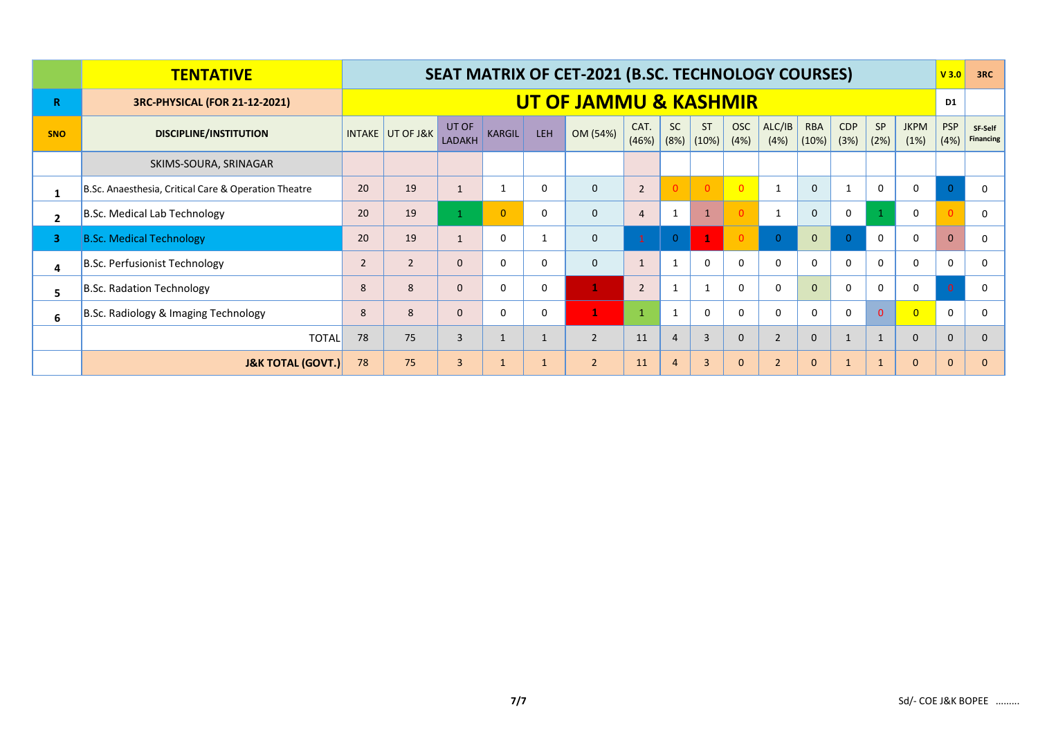| | TENTATIVE | SEAT MATRIX OF CET-2021 (B.SC. TECHNOLOGY COURSES) | | | | | | | | | | | | | | | V 3.0 | 3RC |
|---|---|---|---|---|---|---|---|---|---|---|---|---|---|---|---|---|---|---|
| R | 3RC-PHYSICAL (FOR 21-12-2021) | UT OF JAMMU & KASHMIR | | | | | | | | | | | | | | | D1 | |
| SNO | DISCIPLINE/INSTITUTION | INTAKE | UT OF J&K | UT OF LADAKH | KARGIL | LEH | OM (54%) | CAT. (46%) | SC (8%) | ST (10%) | OSC (4%) | ALC/IB (4%) | RBA (10%) | CDP (3%) | SP (2%) | JKPM (1%) | PSP (4%) | SF-Self Financing |
| | SKIMS-SOURA, SRINAGAR | | | | | | | | | | | | | | | | | |
| 1 | B.Sc. Anaesthesia, Critical Care & Operation Theatre | 20 | 19 | 1 | 1 | 0 | 0 | 2 | 0 | 0 | 0 | 1 | 0 | 1 | 0 | 0 | 0 | 0 |
| 2 | B.Sc. Medical Lab Technology | 20 | 19 | 1 | 0 | 0 | 0 | 4 | 1 | 1 | 0 | 1 | 0 | 0 | 1 | 0 | 0 | 0 |
| 3 | B.Sc. Medical Technology | 20 | 19 | 1 | 0 | 1 | 0 | 1 | 0 | 1 | 0 | 0 | 0 | 0 | 0 | 0 | 0 | 0 |
| 4 | B.Sc. Perfusionist Technology | 2 | 2 | 0 | 0 | 0 | 0 | 1 | 1 | 0 | 0 | 0 | 0 | 0 | 0 | 0 | 0 | 0 |
| 5 | B.Sc. Radation Technology | 8 | 8 | 0 | 0 | 0 | 1 | 2 | 1 | 1 | 0 | 0 | 0 | 0 | 0 | 0 | 0 | 0 |
| 6 | B.Sc. Radiology & Imaging Technology | 8 | 8 | 0 | 0 | 0 | 1 | 1 | 1 | 0 | 0 | 0 | 0 | 0 | 0 | 0 | 0 | 0 |
| | TOTAL | 78 | 75 | 3 | 1 | 1 | 2 | 11 | 4 | 3 | 0 | 2 | 0 | 1 | 1 | 0 | 0 | 0 |
| | J&K TOTAL (GOVT.) | 78 | 75 | 3 | 1 | 1 | 2 | 11 | 4 | 3 | 0 | 2 | 0 | 1 | 1 | 0 | 0 | 0 |

Sd/- COE J&K BOPEE .........